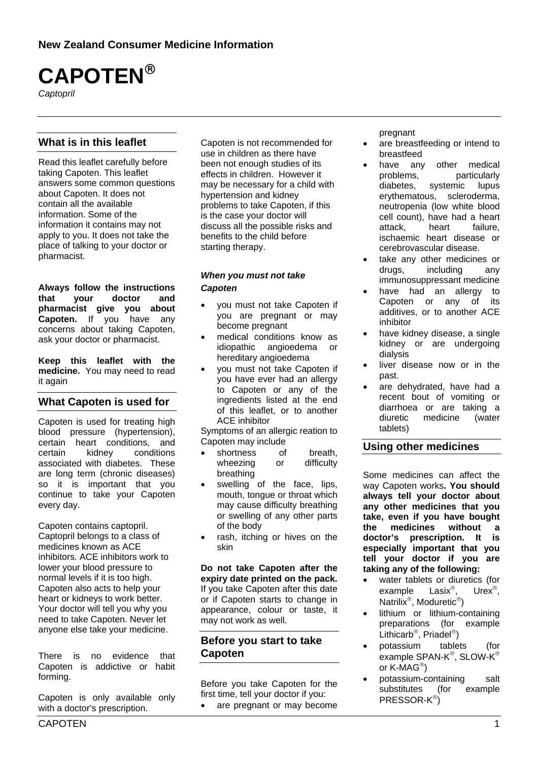**New Zealand Consumer Medicine Information**

# CAPOTEN®

*Captopril*

## What is in this leaflet

Read this leaflet carefully before taking Capoten. This leaflet answers some common questions about Capoten. It does not contain all the available information. Some of the information it contains may not apply to you. It does not take the place of talking to your doctor or pharmacist.

**Always follow the instructions that your doctor and pharmacist give you about Capoten.** If you have any concerns about taking Capoten, ask your doctor or pharmacist.

**Keep this leaflet with the medicine.** You may need to read it again

## What Capoten is used for

Capoten is used for treating high blood pressure (hypertension), certain heart conditions, and certain kidney conditions associated with diabetes. These are long term (chronic diseases) so it is important that you continue to take your Capoten every day.

Capoten contains captopril. Captopril belongs to a class of medicines known as ACE inhibitors. ACE inhibitors work to lower your blood pressure to normal levels if it is too high. Capoten also acts to help your heart or kidneys to work better. Your doctor will tell you why you need to take Capoten. Never let anyone else take your medicine.

There is no evidence that Capoten is addictive or habit forming.

Capoten is only available only with a doctor's prescription.

Capoten is not recommended for use in children as there have been not enough studies of its effects in children. However it may be necessary for a child with hypertension and kidney problems to take Capoten, if this is the case your doctor will discuss all the possible risks and benefits to the child before starting therapy.

### *When you must not take Capoten*

- you must not take Capoten if you are pregnant or may become pregnant
- medical conditions know as idiopathic angioedema or hereditary angioedema
- you must not take Capoten if you have ever had an allergy to Capoten or any of the ingredients listed at the end of this leaflet, or to another ACE inhibitor

Symptoms of an allergic reation to Capoten may include

- shortness of breath, wheezing or difficulty breathing
- swelling of the face, lips, mouth, tongue or throat which may cause difficulty breathing or swelling of any other parts of the body
- rash, itching or hives on the skin

**Do not take Capoten after the expiry date printed on the pack.** If you take Capoten after this date or if Capoten starts to change in appearance, colour or taste, it may not work as well.

## Before you start to take Capoten

Before you take Capoten for the first time, tell your doctor if you:

- are pregnant or may become pregnant
- are breastfeeding or intend to breastfeed
- have any other medical problems, particularly diabetes, systemic lupus erythematous, scleroderma, neutropenia (low white blood cell count), have had a heart attack, heart failure, ischaemic heart disease or cerebrovascular disease.
- take any other medicines or drugs, including any immunosuppressant medicine
- have had an allergy to Capoten or any of its additives, or to another ACE inhibitor
- have kidney disease, a single kidney or are undergoing dialysis
- liver disease now or in the past.
- are dehydrated, have had a recent bout of vomiting or diarrhoea or are taking a diuretic medicine (water tablets)

## Using other medicines

Some medicines can affect the way Capoten works**. You should always tell your doctor about any other medicines that you take, even if you have bought the medicines without a doctor's prescription. It is especially important that you tell your doctor if you are taking any of the following:**

- water tablets or diuretics (for example Lasix®, Urex®, Natrilix®, Moduretic®)
- lithium or lithium-containing preparations (for example Lithicarb®, Priadel®)
- potassium tablets (for example SPAN-K®, SLOW-K® or K-MAG®)
- potassium-containing salt substitutes (for example PRESSOR-K®)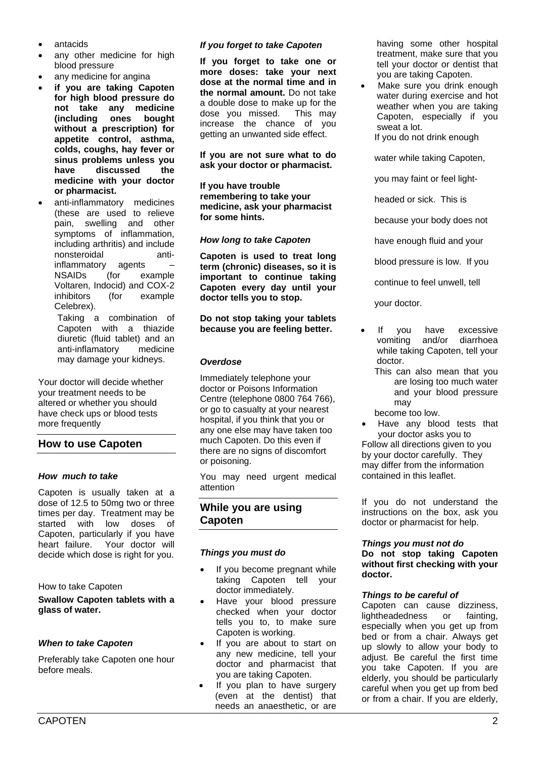- antacids
- any other medicine for high blood pressure
- any medicine for angina
- **if you are taking Capoten for high blood pressure do not take any medicine (including ones bought without a prescription) for appetite control, asthma, colds, coughs, hay fever or sinus problems unless you have discussed the medicine with your doctor or pharmacist.**
- anti-inflammatory medicines (these are used to relieve pain, swelling and other symptoms of inflammation, including arthritis) and include nonsteroidal anti-inflammatory agents – NSAIDs (for example Voltaren, Indocid) and COX-2 inhibitors (for example Celebrex).

  Taking a combination of Capoten with a thiazide diuretic (fluid tablet) and an anti-inflamatory medicine may damage your kidneys.

Your doctor will decide whether your treatment needs to be altered or whether you should have check ups or blood tests more frequently

## How to use Capoten

### *How much to take*

Capoten is usually taken at a dose of 12.5 to 50mg two or three times per day. Treatment may be started with low doses of Capoten, particularly if you have heart failure. Your doctor will decide which dose is right for you.

How to take Capoten

**Swallow Capoten tablets with a glass of water.**

### *When to take Capoten*

Preferably take Capoten one hour before meals.

### *If you forget to take Capoten*

**If you forget to take one or more doses: take your next dose at the normal time and in the normal amount.** Do not take a double dose to make up for the dose you missed. This may increase the chance of you getting an unwanted side effect.

**If you are not sure what to do ask your doctor or pharmacist.**

**If you have trouble remembering to take your medicine, ask your pharmacist for some hints.**

### *How long to take Capoten*

**Capoten is used to treat long term (chronic) diseases, so it is important to continue taking Capoten every day until your doctor tells you to stop.**

**Do not stop taking your tablets because you are feeling better.**

### *Overdose*

Immediately telephone your doctor or Poisons Information Centre (telephone 0800 764 766), or go to casualty at your nearest hospital, if you think that you or any one else may have taken too much Capoten. Do this even if there are no signs of discomfort or poisoning.

You may need urgent medical attention

## While you are using Capoten

### *Things you must do*

- If you become pregnant while taking Capoten tell your doctor immediately.
- Have your blood pressure checked when your doctor tells you to, to make sure Capoten is working.
- If you are about to start on any new medicine, tell your doctor and pharmacist that you are taking Capoten.
- If you plan to have surgery (even at the dentist) that needs an anaesthetic, or are having some other hospital treatment, make sure that you tell your doctor or dentist that you are taking Capoten.
- Make sure you drink enough water during exercise and hot weather when you are taking Capoten, especially if you sweat a lot.

  If you do not drink enough water while taking Capoten, you may faint or feel light-headed or sick. This is because your body does not have enough fluid and your blood pressure is low. If you continue to feel unwell, tell your doctor.

- If you have excessive vomiting and/or diarrhoea while taking Capoten, tell your doctor.

  This can also mean that you are losing too much water and your blood pressure may become too low.

- Have any blood tests that your doctor asks you to

Follow all directions given to you by your doctor carefully. They may differ from the information contained in this leaflet.

If you do not understand the instructions on the box, ask you doctor or pharmacist for help.

### *Things you must not do*

**Do not stop taking Capoten without first checking with your doctor.**

### *Things to be careful of*

Capoten can cause dizziness, lightheadedness or fainting, especially when you get up from bed or from a chair. Always get up slowly to allow your body to adjust. Be careful the first time you take Capoten. If you are elderly, you should be particularly careful when you get up from bed or from a chair. If you are elderly,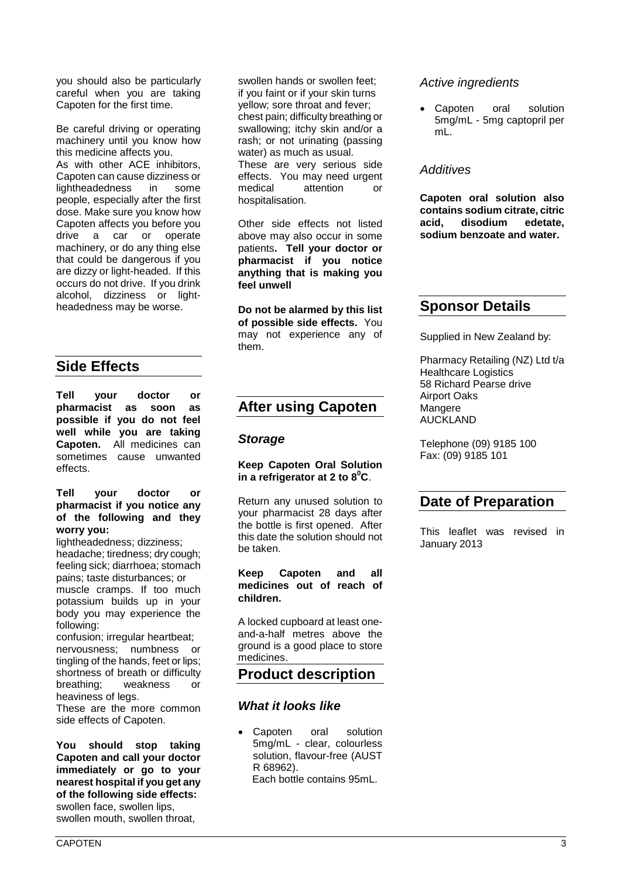you should also be particularly careful when you are taking Capoten for the first time.

Be careful driving or operating machinery until you know how this medicine affects you.
As with other ACE inhibitors, Capoten can cause dizziness or lightheadedness in some people, especially after the first dose. Make sure you know how Capoten affects you before you drive a car or operate machinery, or do any thing else that could be dangerous if you are dizzy or light-headed. If this occurs do not drive. If you drink alcohol, dizziness or light-headedness may be worse.

## Side Effects

**Tell your doctor or pharmacist as soon as possible if you do not feel well while you are taking Capoten.** All medicines can sometimes cause unwanted effects.

**Tell your doctor or pharmacist if you notice any of the following and they worry you:**
lightheadedness; dizziness; headache; tiredness; dry cough; feeling sick; diarrhoea; stomach pains; taste disturbances; or muscle cramps. If too much potassium builds up in your body you may experience the following:
confusion; irregular heartbeat; nervousness; numbness or tingling of the hands, feet or lips; shortness of breath or difficulty breathing; weakness or heaviness of legs.
These are the more common side effects of Capoten.

**You should stop taking Capoten and call your doctor immediately or go to your nearest hospital if you get any of the following side effects:**
swollen face, swollen lips, swollen mouth, swollen throat, swollen hands or swollen feet; if you faint or if your skin turns yellow; sore throat and fever; chest pain; difficulty breathing or swallowing; itchy skin and/or a rash; or not urinating (passing water) as much as usual.
These are very serious side effects. You may need urgent medical attention or hospitalisation.

Other side effects not listed above may also occur in some patients**. Tell your doctor or pharmacist if you notice anything that is making you feel unwell**

**Do not be alarmed by this list of possible side effects.** You may not experience any of them.

## After using Capoten

### Storage

**Keep Capoten Oral Solution in a refrigerator at 2 to 8$^0$C**.

Return any unused solution to your pharmacist 28 days after the bottle is first opened. After this date the solution should not be taken.

**Keep Capoten and all medicines out of reach of children.**

A locked cupboard at least one-and-a-half metres above the ground is a good place to store medicines.

## Product description

### What it looks like

- Capoten oral solution 5mg/mL - clear, colourless solution, flavour-free (AUST R 68962).
  Each bottle contains 95mL.

### *Active ingredients*

- Capoten oral solution 5mg/mL - 5mg captopril per mL.

### *Additives*

**Capoten oral solution also contains sodium citrate, citric acid, disodium edetate, sodium benzoate and water.**

## Sponsor Details

Supplied in New Zealand by:

Pharmacy Retailing (NZ) Ltd t/a
Healthcare Logistics
58 Richard Pearse drive
Airport Oaks
Mangere
AUCKLAND

Telephone (09) 9185 100
Fax: (09) 9185 101

## Date of Preparation

This leaflet was revised in January 2013